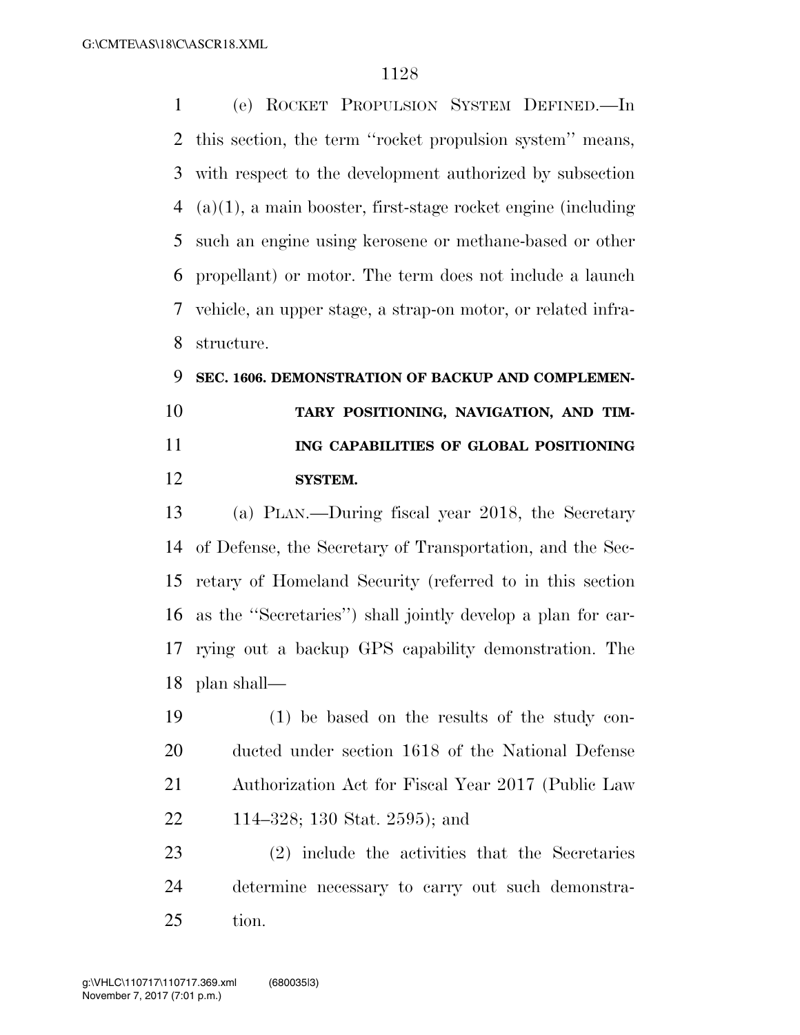(e) ROCKET PROPULSION SYSTEM DEFINED.—In this section, the term ''rocket propulsion system'' means, with respect to the development authorized by subsection (a)(1), a main booster, first-stage rocket engine (including such an engine using kerosene or methane-based or other propellant) or motor. The term does not include a launch vehicle, an upper stage, a strap-on motor, or related infrastructure.

## SEC. 1606. DEMONSTRATION OF BACKUP AND COMPLEMENTARY POSITIONING, NAVIGATION, AND TIMING CAPABILITIES OF GLOBAL POSITIONING SYSTEM.

(a) PLAN.—During fiscal year 2018, the Secretary of Defense, the Secretary of Transportation, and the Secretary of Homeland Security (referred to in this section as the ''Secretaries'') shall jointly develop a plan for carrying out a backup GPS capability demonstration. The plan shall—

(1) be based on the results of the study conducted under section 1618 of the National Defense Authorization Act for Fiscal Year 2017 (Public Law 114–328; 130 Stat. 2595); and

(2) include the activities that the Secretaries determine necessary to carry out such demonstration.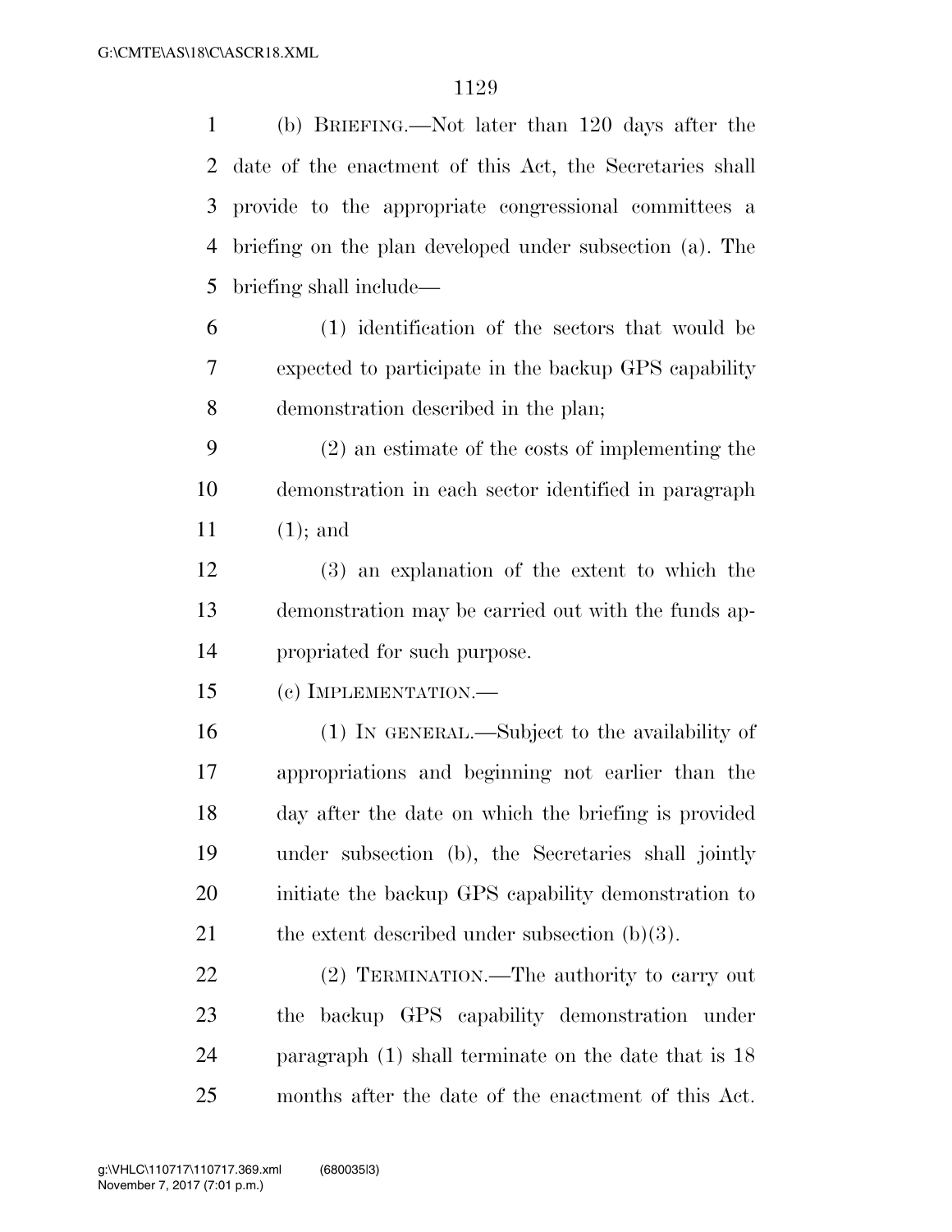(b) BRIEFING.—Not later than 120 days after the date of the enactment of this Act, the Secretaries shall provide to the appropriate congressional committees a briefing on the plan developed under subsection (a). The briefing shall include—

(1) identification of the sectors that would be expected to participate in the backup GPS capability demonstration described in the plan;

(2) an estimate of the costs of implementing the demonstration in each sector identified in paragraph (1); and

(3) an explanation of the extent to which the demonstration may be carried out with the funds appropriated for such purpose.

(c) IMPLEMENTATION.—

(1) IN GENERAL.—Subject to the availability of appropriations and beginning not earlier than the day after the date on which the briefing is provided under subsection (b), the Secretaries shall jointly initiate the backup GPS capability demonstration to the extent described under subsection (b)(3).

(2) TERMINATION.—The authority to carry out the backup GPS capability demonstration under paragraph (1) shall terminate on the date that is 18 months after the date of the enactment of this Act.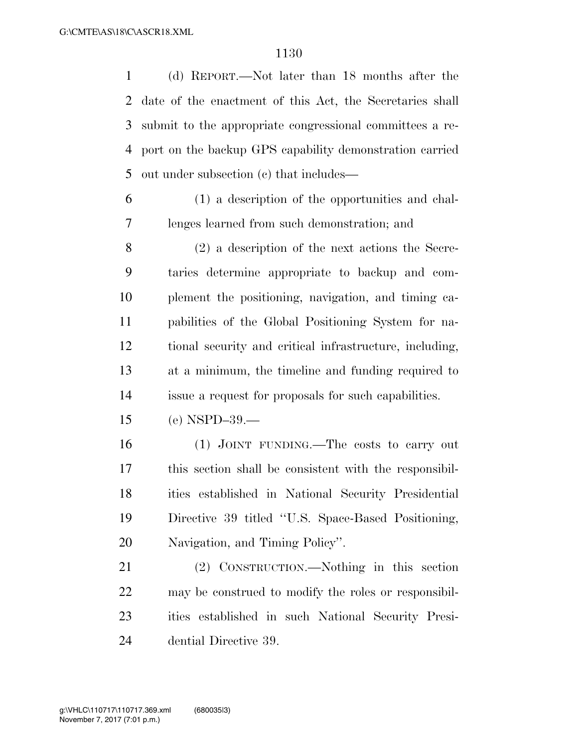(d) REPORT.—Not later than 18 months after the date of the enactment of this Act, the Secretaries shall submit to the appropriate congressional committees a report on the backup GPS capability demonstration carried out under subsection (c) that includes—

(1) a description of the opportunities and challenges learned from such demonstration; and

(2) a description of the next actions the Secretaries determine appropriate to backup and complement the positioning, navigation, and timing capabilities of the Global Positioning System for national security and critical infrastructure, including, at a minimum, the timeline and funding required to issue a request for proposals for such capabilities.

(e) NSPD–39.—

(1) JOINT FUNDING.—The costs to carry out this section shall be consistent with the responsibilities established in National Security Presidential Directive 39 titled ''U.S. Space-Based Positioning, Navigation, and Timing Policy''.

(2) CONSTRUCTION.—Nothing in this section may be construed to modify the roles or responsibilities established in such National Security Presidential Directive 39.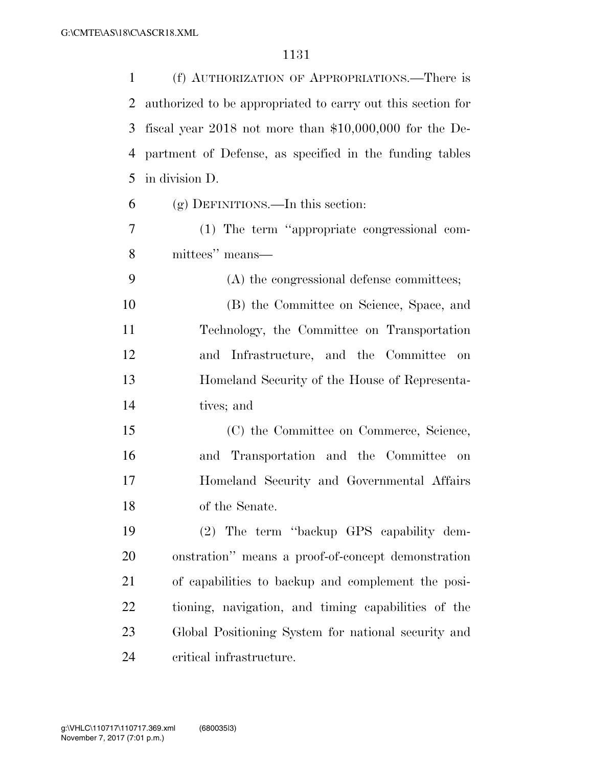(f) AUTHORIZATION OF APPROPRIATIONS.—There is authorized to be appropriated to carry out this section for fiscal year 2018 not more than $10,000,000 for the Department of Defense, as specified in the funding tables in division D.

(g) DEFINITIONS.—In this section:

(1) The term ''appropriate congressional committees'' means—

(A) the congressional defense committees;

(B) the Committee on Science, Space, and Technology, the Committee on Transportation and Infrastructure, and the Committee on Homeland Security of the House of Representatives; and

(C) the Committee on Commerce, Science, and Transportation and the Committee on Homeland Security and Governmental Affairs of the Senate.

(2) The term ''backup GPS capability demonstration'' means a proof-of-concept demonstration of capabilities to backup and complement the positioning, navigation, and timing capabilities of the Global Positioning System for national security and critical infrastructure.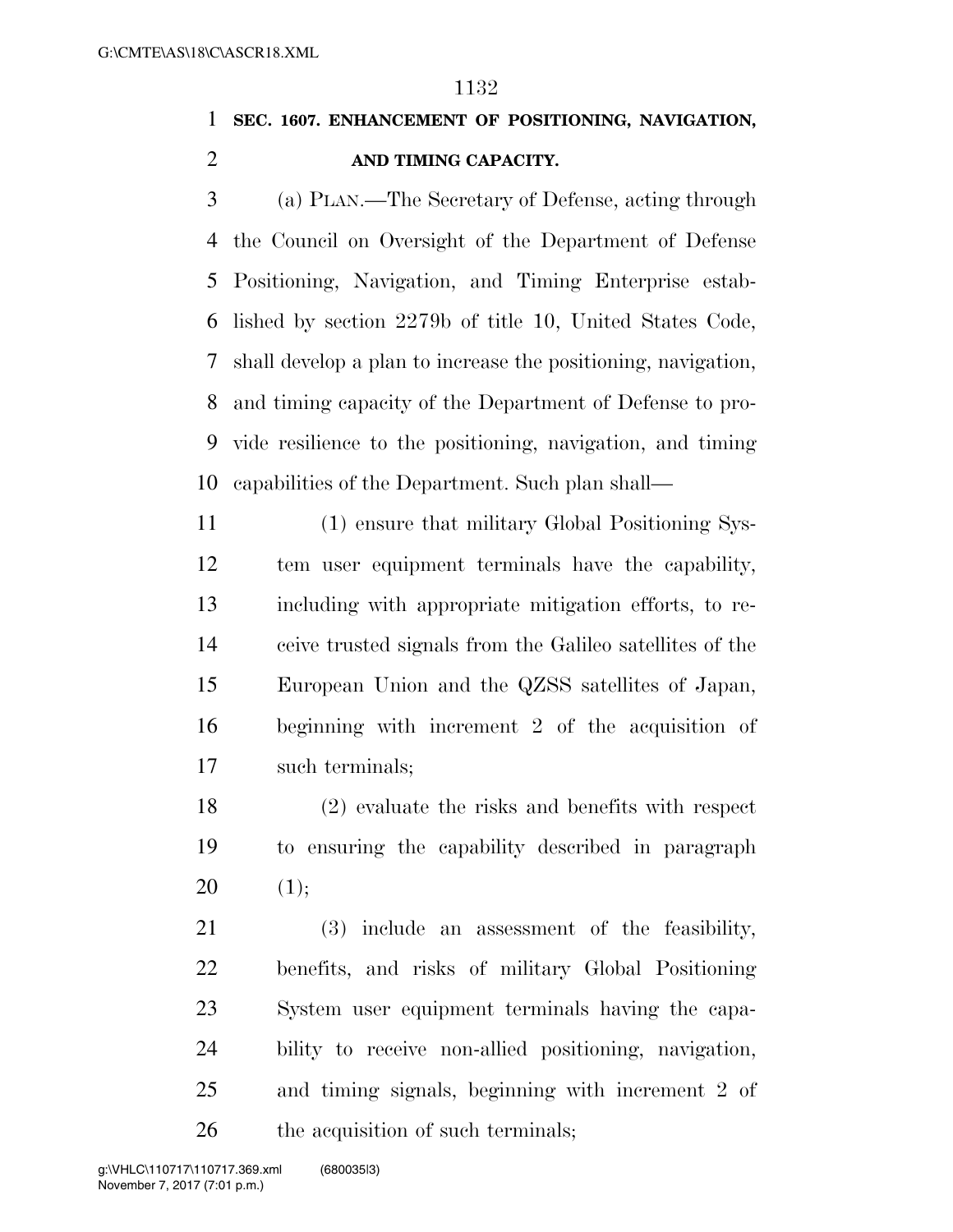**SEC. 1607. ENHANCEMENT OF POSITIONING, NAVIGATION, AND TIMING CAPACITY.**

(a) PLAN.—The Secretary of Defense, acting through the Council on Oversight of the Department of Defense Positioning, Navigation, and Timing Enterprise established by section 2279b of title 10, United States Code, shall develop a plan to increase the positioning, navigation, and timing capacity of the Department of Defense to provide resilience to the positioning, navigation, and timing capabilities of the Department. Such plan shall—

(1) ensure that military Global Positioning System user equipment terminals have the capability, including with appropriate mitigation efforts, to receive trusted signals from the Galileo satellites of the European Union and the QZSS satellites of Japan, beginning with increment 2 of the acquisition of such terminals;

(2) evaluate the risks and benefits with respect to ensuring the capability described in paragraph (1);

(3) include an assessment of the feasibility, benefits, and risks of military Global Positioning System user equipment terminals having the capability to receive non-allied positioning, navigation, and timing signals, beginning with increment 2 of the acquisition of such terminals;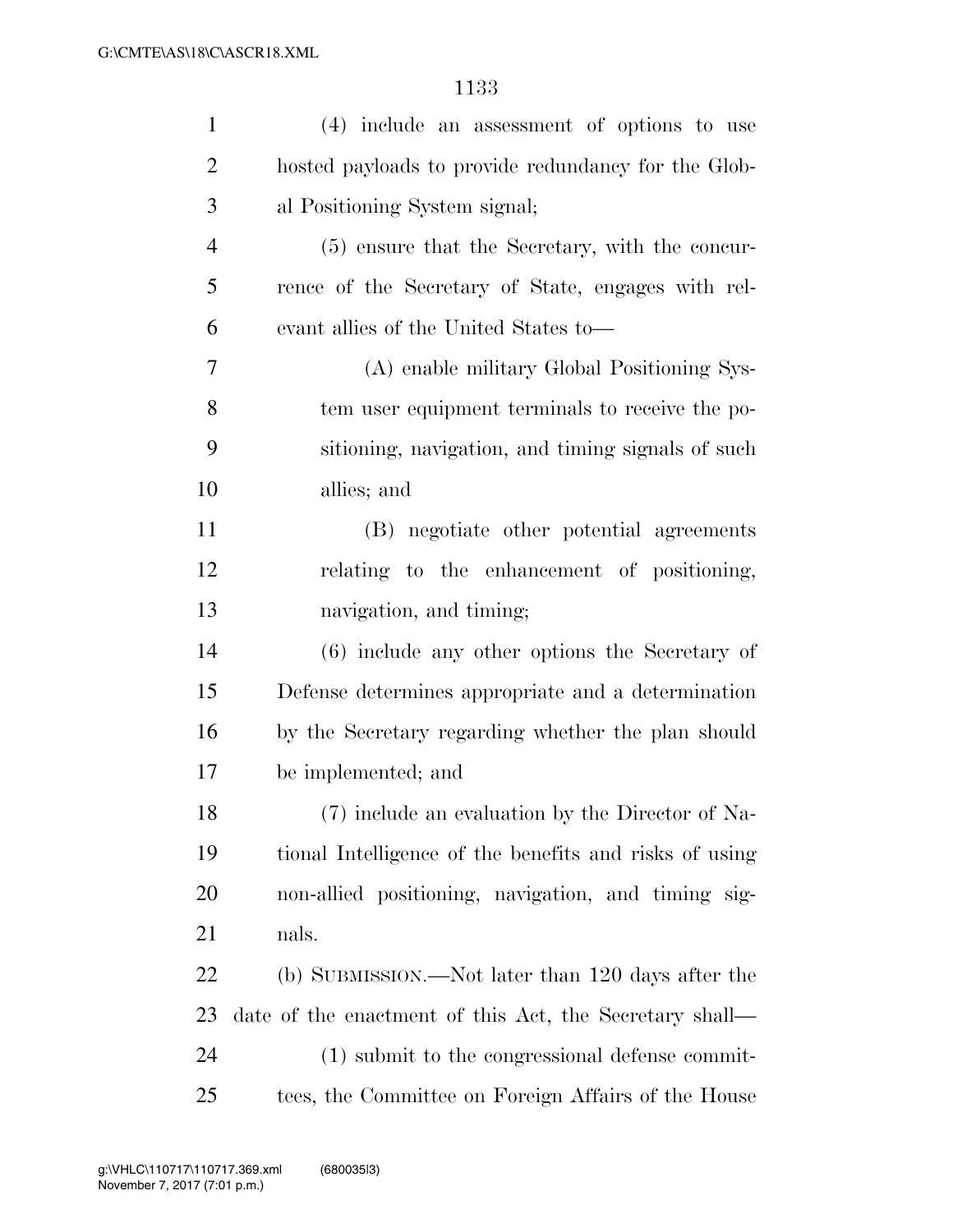(4) include an assessment of options to use hosted payloads to provide redundancy for the Global Positioning System signal;

(5) ensure that the Secretary, with the concurrence of the Secretary of State, engages with relevant allies of the United States to—

(A) enable military Global Positioning System user equipment terminals to receive the positioning, navigation, and timing signals of such allies; and

(B) negotiate other potential agreements relating to the enhancement of positioning, navigation, and timing;

(6) include any other options the Secretary of Defense determines appropriate and a determination by the Secretary regarding whether the plan should be implemented; and

(7) include an evaluation by the Director of National Intelligence of the benefits and risks of using non-allied positioning, navigation, and timing signals.

(b) SUBMISSION.—Not later than 120 days after the date of the enactment of this Act, the Secretary shall—

(1) submit to the congressional defense committees, the Committee on Foreign Affairs of the House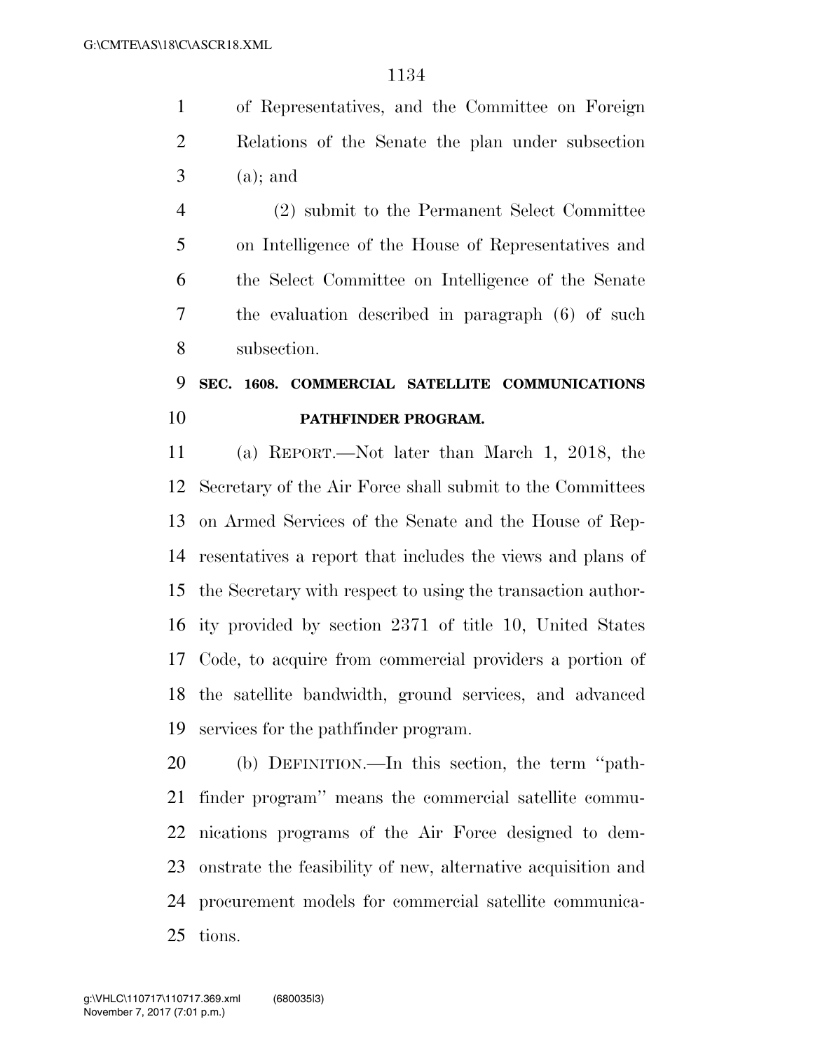of Representatives, and the Committee on Foreign Relations of the Senate the plan under subsection (a); and

(2) submit to the Permanent Select Committee on Intelligence of the House of Representatives and the Select Committee on Intelligence of the Senate the evaluation described in paragraph (6) of such subsection.

**SEC. 1608. COMMERCIAL SATELLITE COMMUNICATIONS PATHFINDER PROGRAM.**

(a) REPORT.—Not later than March 1, 2018, the Secretary of the Air Force shall submit to the Committees on Armed Services of the Senate and the House of Representatives a report that includes the views and plans of the Secretary with respect to using the transaction authority provided by section 2371 of title 10, United States Code, to acquire from commercial providers a portion of the satellite bandwidth, ground services, and advanced services for the pathfinder program.

(b) DEFINITION.—In this section, the term ''pathfinder program'' means the commercial satellite communications programs of the Air Force designed to demonstrate the feasibility of new, alternative acquisition and procurement models for commercial satellite communications.